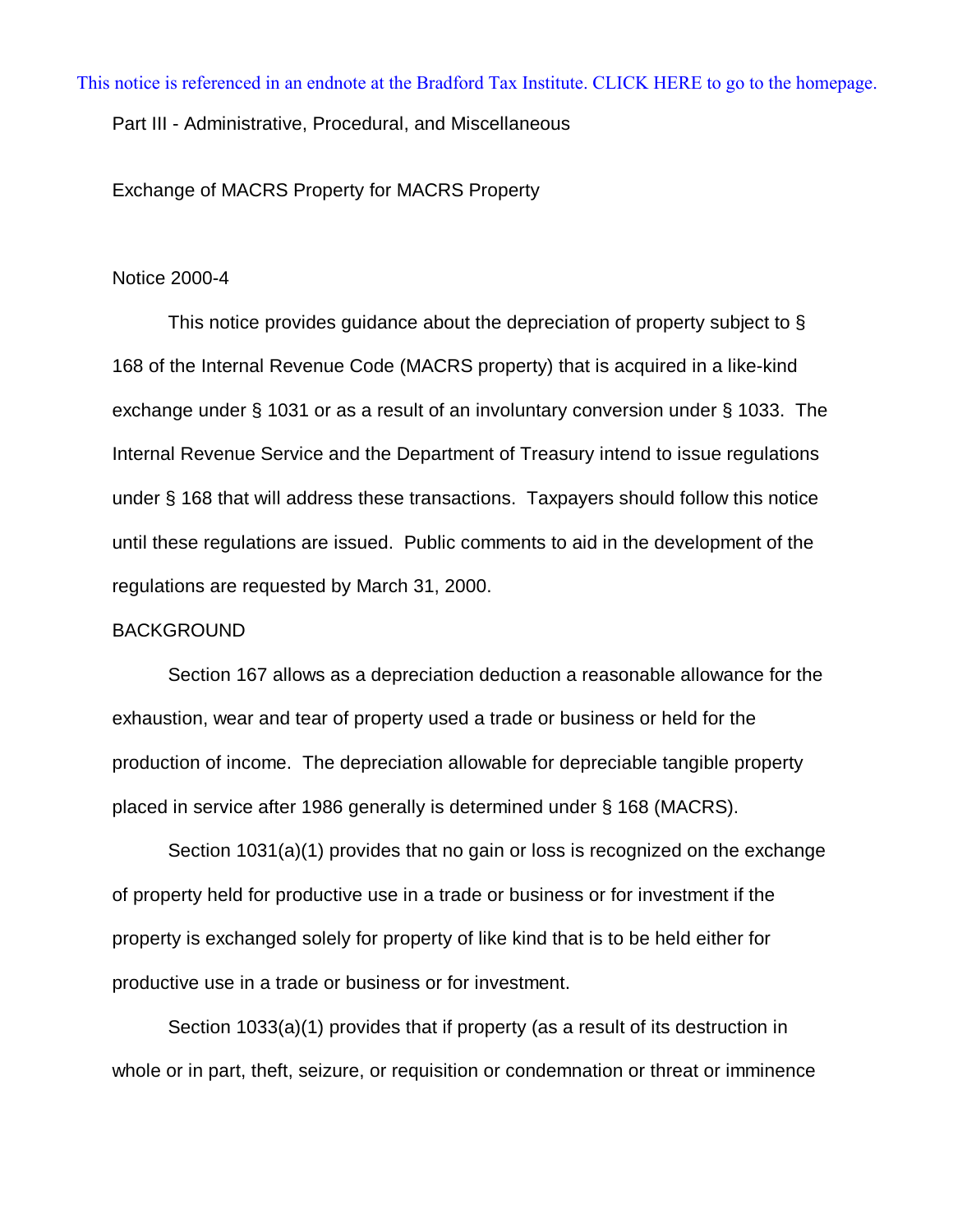This notice is referenced in an endnote at the Bradford Tax Institute. CLICK HERE to go to the homepage.

Part III - Administrative, Procedural, and Miscellaneous

Exchange of MACRS Property for MACRS Property

Notice 2000-4

This notice provides guidance about the depreciation of property subject to § 168 of the Internal Revenue Code (MACRS property) that is acquired in a like-kind exchange under § 1031 or as a result of an involuntary conversion under § 1033. The Internal Revenue Service and the Department of Treasury intend to issue regulations under § 168 that will address these transactions. Taxpayers should follow this notice until these regulations are issued. Public comments to aid in the development of the regulations are requested by March 31, 2000.

BACKGROUND

Section 167 allows as a depreciation deduction a reasonable allowance for the exhaustion, wear and tear of property used a trade or business or held for the production of income. The depreciation allowable for depreciable tangible property placed in service after 1986 generally is determined under § 168 (MACRS).

Section 1031(a)(1) provides that no gain or loss is recognized on the exchange of property held for productive use in a trade or business or for investment if the property is exchanged solely for property of like kind that is to be held either for productive use in a trade or business or for investment.

Section 1033(a)(1) provides that if property (as a result of its destruction in whole or in part, theft, seizure, or requisition or condemnation or threat or imminence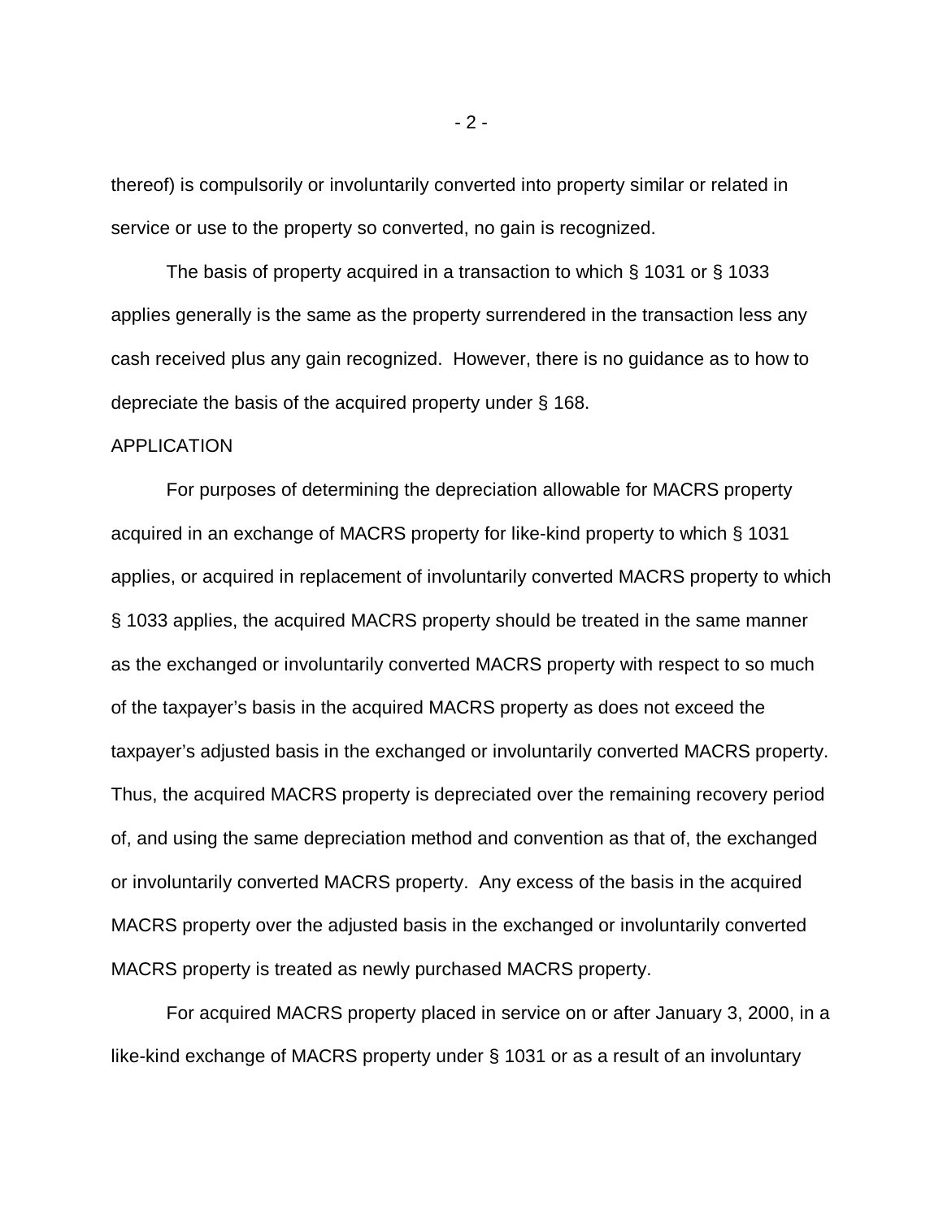thereof) is compulsorily or involuntarily converted into property similar or related in service or use to the property so converted, no gain is recognized.

The basis of property acquired in a transaction to which § 1031 or § 1033 applies generally is the same as the property surrendered in the transaction less any cash received plus any gain recognized. However, there is no guidance as to how to depreciate the basis of the acquired property under § 168.

APPLICATION

For purposes of determining the depreciation allowable for MACRS property acquired in an exchange of MACRS property for like-kind property to which § 1031 applies, or acquired in replacement of involuntarily converted MACRS property to which § 1033 applies, the acquired MACRS property should be treated in the same manner as the exchanged or involuntarily converted MACRS property with respect to so much of the taxpayer's basis in the acquired MACRS property as does not exceed the taxpayer's adjusted basis in the exchanged or involuntarily converted MACRS property. Thus, the acquired MACRS property is depreciated over the remaining recovery period of, and using the same depreciation method and convention as that of, the exchanged or involuntarily converted MACRS property. Any excess of the basis in the acquired MACRS property over the adjusted basis in the exchanged or involuntarily converted MACRS property is treated as newly purchased MACRS property.

For acquired MACRS property placed in service on or after January 3, 2000, in a like-kind exchange of MACRS property under § 1031 or as a result of an involuntary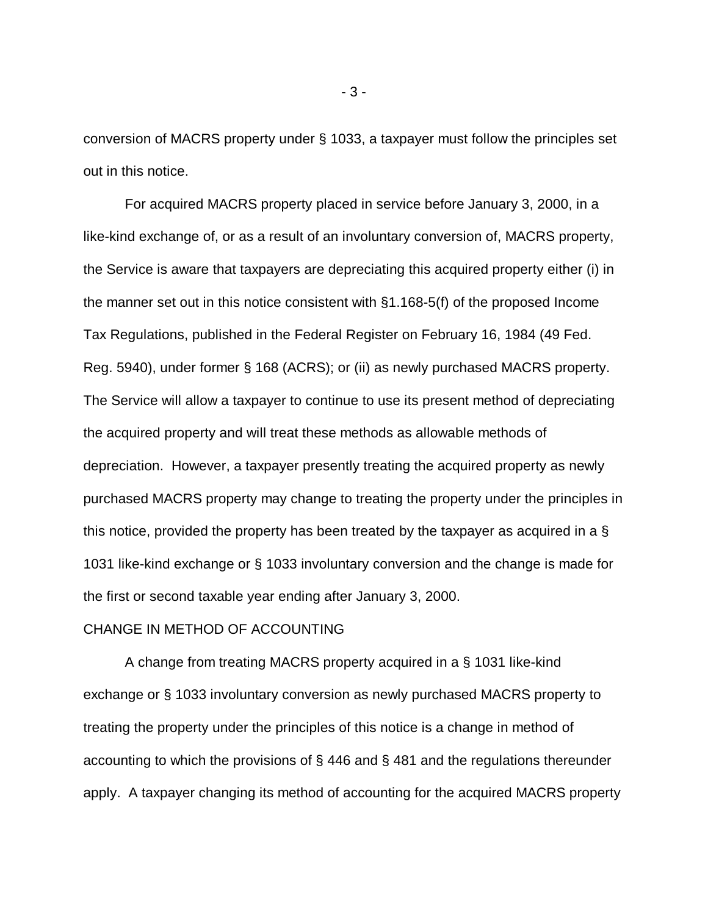conversion of MACRS property under § 1033, a taxpayer must follow the principles set out in this notice.

For acquired MACRS property placed in service before January 3, 2000, in a like-kind exchange of, or as a result of an involuntary conversion of, MACRS property, the Service is aware that taxpayers are depreciating this acquired property either (i) in the manner set out in this notice consistent with §1.168-5(f) of the proposed Income Tax Regulations, published in the Federal Register on February 16, 1984 (49 Fed. Reg. 5940), under former § 168 (ACRS); or (ii) as newly purchased MACRS property. The Service will allow a taxpayer to continue to use its present method of depreciating the acquired property and will treat these methods as allowable methods of depreciation. However, a taxpayer presently treating the acquired property as newly purchased MACRS property may change to treating the property under the principles in this notice, provided the property has been treated by the taxpayer as acquired in a § 1031 like-kind exchange or § 1033 involuntary conversion and the change is made for the first or second taxable year ending after January 3, 2000.

CHANGE IN METHOD OF ACCOUNTING

A change from treating MACRS property acquired in a § 1031 like-kind exchange or § 1033 involuntary conversion as newly purchased MACRS property to treating the property under the principles of this notice is a change in method of accounting to which the provisions of § 446 and § 481 and the regulations thereunder apply. A taxpayer changing its method of accounting for the acquired MACRS property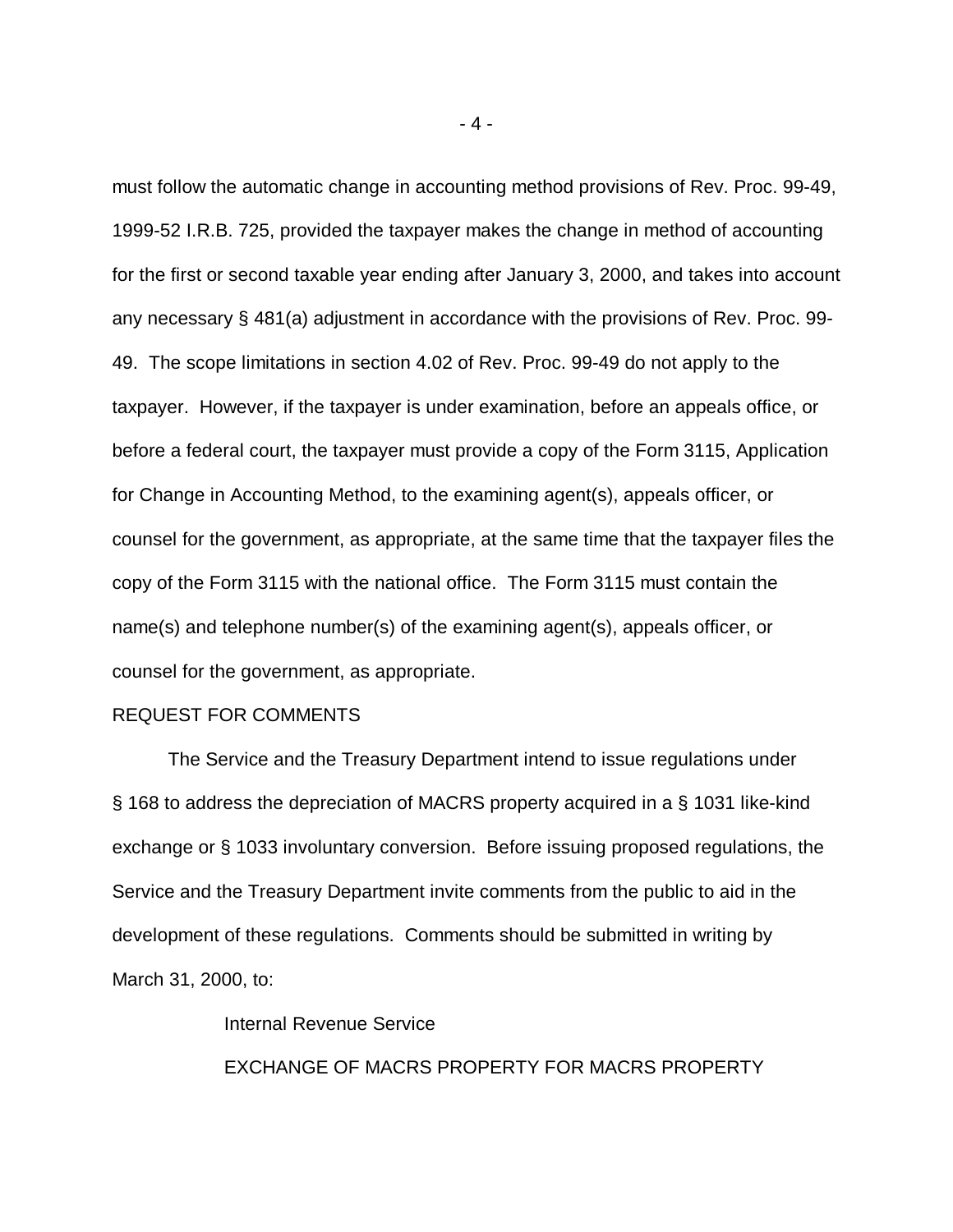must follow the automatic change in accounting method provisions of Rev. Proc. 99-49, 1999-52 I.R.B. 725, provided the taxpayer makes the change in method of accounting for the first or second taxable year ending after January 3, 2000, and takes into account any necessary § 481(a) adjustment in accordance with the provisions of Rev. Proc. 99-49. The scope limitations in section 4.02 of Rev. Proc. 99-49 do not apply to the taxpayer. However, if the taxpayer is under examination, before an appeals office, or before a federal court, the taxpayer must provide a copy of the Form 3115, Application for Change in Accounting Method, to the examining agent(s), appeals officer, or counsel for the government, as appropriate, at the same time that the taxpayer files the copy of the Form 3115 with the national office. The Form 3115 must contain the name(s) and telephone number(s) of the examining agent(s), appeals officer, or counsel for the government, as appropriate.

REQUEST FOR COMMENTS

The Service and the Treasury Department intend to issue regulations under § 168 to address the depreciation of MACRS property acquired in a § 1031 like-kind exchange or § 1033 involuntary conversion. Before issuing proposed regulations, the Service and the Treasury Department invite comments from the public to aid in the development of these regulations. Comments should be submitted in writing by March 31, 2000, to:

Internal Revenue Service

EXCHANGE OF MACRS PROPERTY FOR MACRS PROPERTY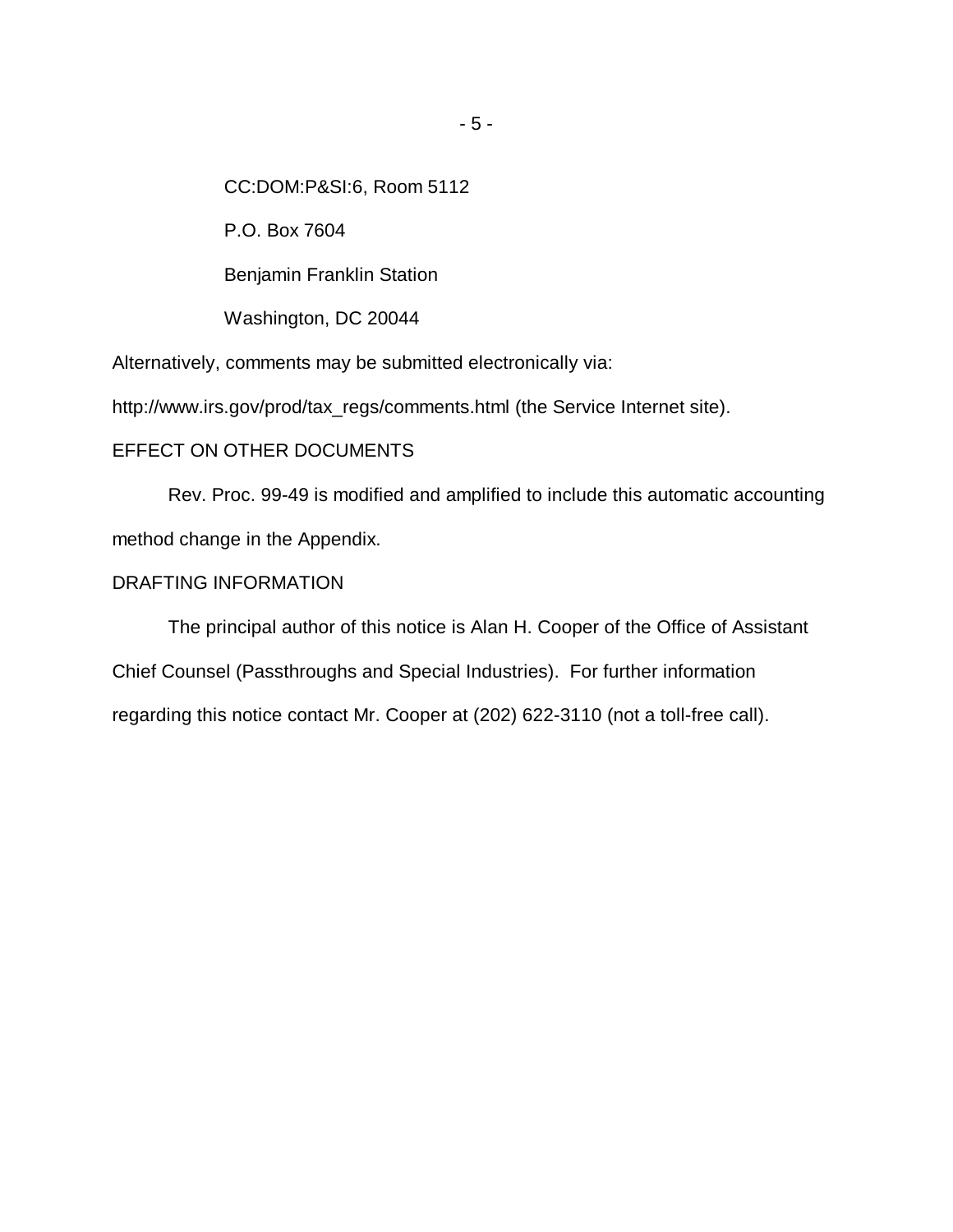CC:DOM:P&SI:6, Room 5112

P.O. Box 7604

Benjamin Franklin Station

Washington, DC 20044

Alternatively, comments may be submitted electronically via:

http://www.irs.gov/prod/tax_regs/comments.html (the Service Internet site).

## EFFECT ON OTHER DOCUMENTS

Rev. Proc. 99-49 is modified and amplified to include this automatic accounting method change in the Appendix.

## DRAFTING INFORMATION

The principal author of this notice is Alan H. Cooper of the Office of Assistant Chief Counsel (Passthroughs and Special Industries). For further information regarding this notice contact Mr. Cooper at (202) 622-3110 (not a toll-free call).